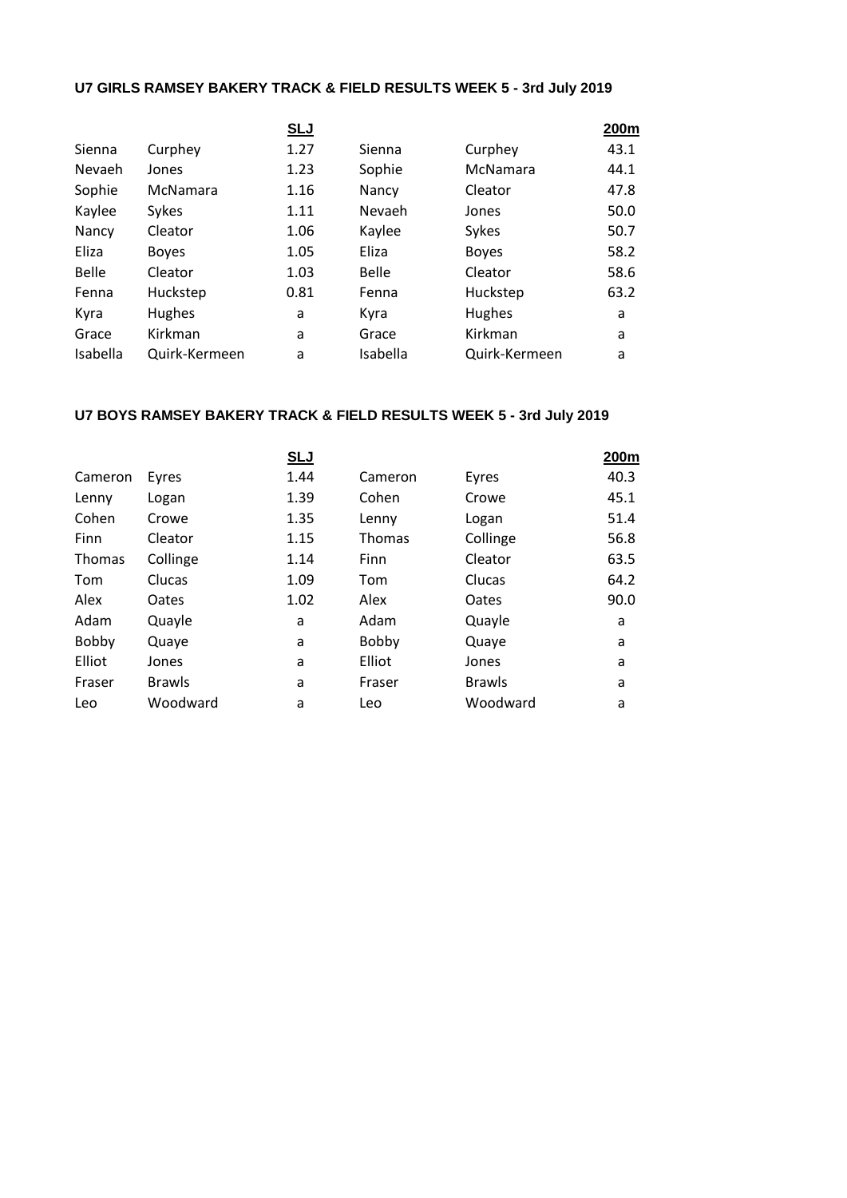**U7 GIRLS RAMSEY BAKERY TRACK & FIELD RESULTS WEEK 5 - 3rd July 2019**

| | | SLJ | | | 200m |
|---|---|---|---|---|---|
| Sienna | Curphey | 1.27 | Sienna | Curphey | 43.1 |
| Nevaeh | Jones | 1.23 | Sophie | McNamara | 44.1 |
| Sophie | McNamara | 1.16 | Nancy | Cleator | 47.8 |
| Kaylee | Sykes | 1.11 | Nevaeh | Jones | 50.0 |
| Nancy | Cleator | 1.06 | Kaylee | Sykes | 50.7 |
| Eliza | Boyes | 1.05 | Eliza | Boyes | 58.2 |
| Belle | Cleator | 1.03 | Belle | Cleator | 58.6 |
| Fenna | Huckstep | 0.81 | Fenna | Huckstep | 63.2 |
| Kyra | Hughes | a | Kyra | Hughes | a |
| Grace | Kirkman | a | Grace | Kirkman | a |
| Isabella | Quirk-Kermeen | a | Isabella | Quirk-Kermeen | a |

**U7 BOYS RAMSEY BAKERY TRACK & FIELD RESULTS WEEK 5 - 3rd July 2019**

| | | SLJ | | | 200m |
|---|---|---|---|---|---|
| Cameron | Eyres | 1.44 | Cameron | Eyres | 40.3 |
| Lenny | Logan | 1.39 | Cohen | Crowe | 45.1 |
| Cohen | Crowe | 1.35 | Lenny | Logan | 51.4 |
| Finn | Cleator | 1.15 | Thomas | Collinge | 56.8 |
| Thomas | Collinge | 1.14 | Finn | Cleator | 63.5 |
| Tom | Clucas | 1.09 | Tom | Clucas | 64.2 |
| Alex | Oates | 1.02 | Alex | Oates | 90.0 |
| Adam | Quayle | a | Adam | Quayle | a |
| Bobby | Quaye | a | Bobby | Quaye | a |
| Elliot | Jones | a | Elliot | Jones | a |
| Fraser | Brawls | a | Fraser | Brawls | a |
| Leo | Woodward | a | Leo | Woodward | a |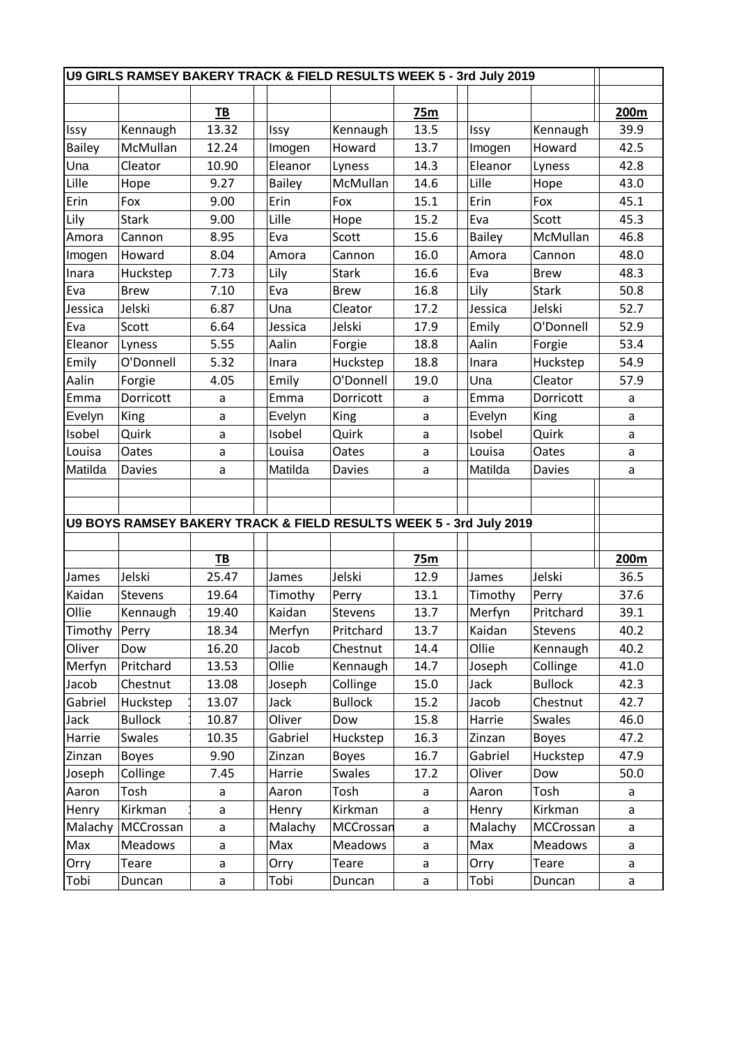## U9 GIRLS RAMSEY BAKERY TRACK & FIELD RESULTS WEEK 5 - 3rd July 2019

| | | TB | | | 75m | | | 200m |
|---|---|---|---|---|---|---|---|---|
| Issy | Kennaugh | 13.32 | Issy | Kennaugh | 13.5 | Issy | Kennaugh | 39.9 |
| Bailey | McMullan | 12.24 | Imogen | Howard | 13.7 | Imogen | Howard | 42.5 |
| Una | Cleator | 10.90 | Eleanor | Lyness | 14.3 | Eleanor | Lyness | 42.8 |
| Lille | Hope | 9.27 | Bailey | McMullan | 14.6 | Lille | Hope | 43.0 |
| Erin | Fox | 9.00 | Erin | Fox | 15.1 | Erin | Fox | 45.1 |
| Lily | Stark | 9.00 | Lille | Hope | 15.2 | Eva | Scott | 45.3 |
| Amora | Cannon | 8.95 | Eva | Scott | 15.6 | Bailey | McMullan | 46.8 |
| Imogen | Howard | 8.04 | Amora | Cannon | 16.0 | Amora | Cannon | 48.0 |
| Inara | Huckstep | 7.73 | Lily | Stark | 16.6 | Eva | Brew | 48.3 |
| Eva | Brew | 7.10 | Eva | Brew | 16.8 | Lily | Stark | 50.8 |
| Jessica | Jelski | 6.87 | Una | Cleator | 17.2 | Jessica | Jelski | 52.7 |
| Eva | Scott | 6.64 | Jessica | Jelski | 17.9 | Emily | O'Donnell | 52.9 |
| Eleanor | Lyness | 5.55 | Aalin | Forgie | 18.8 | Aalin | Forgie | 53.4 |
| Emily | O'Donnell | 5.32 | Inara | Huckstep | 18.8 | Inara | Huckstep | 54.9 |
| Aalin | Forgie | 4.05 | Emily | O'Donnell | 19.0 | Una | Cleator | 57.9 |
| Emma | Dorricott | a | Emma | Dorricott | a | Emma | Dorricott | a |
| Evelyn | King | a | Evelyn | King | a | Evelyn | King | a |
| Isobel | Quirk | a | Isobel | Quirk | a | Isobel | Quirk | a |
| Louisa | Oates | a | Louisa | Oates | a | Louisa | Oates | a |
| Matilda | Davies | a | Matilda | Davies | a | Matilda | Davies | a |

## U9 BOYS RAMSEY BAKERY TRACK & FIELD RESULTS WEEK 5 - 3rd July 2019

| | | TB | | | 75m | | | 200m |
|---|---|---|---|---|---|---|---|---|
| James | Jelski | 25.47 | James | Jelski | 12.9 | James | Jelski | 36.5 |
| Kaidan | Stevens | 19.64 | Timothy | Perry | 13.1 | Timothy | Perry | 37.6 |
| Ollie | Kennaugh | 19.40 | Kaidan | Stevens | 13.7 | Merfyn | Pritchard | 39.1 |
| Timothy | Perry | 18.34 | Merfyn | Pritchard | 13.7 | Kaidan | Stevens | 40.2 |
| Oliver | Dow | 16.20 | Jacob | Chestnut | 14.4 | Ollie | Kennaugh | 40.2 |
| Merfyn | Pritchard | 13.53 | Ollie | Kennaugh | 14.7 | Joseph | Collinge | 41.0 |
| Jacob | Chestnut | 13.08 | Joseph | Collinge | 15.0 | Jack | Bullock | 42.3 |
| Gabriel | Huckstep | 13.07 | Jack | Bullock | 15.2 | Jacob | Chestnut | 42.7 |
| Jack | Bullock | 10.87 | Oliver | Dow | 15.8 | Harrie | Swales | 46.0 |
| Harrie | Swales | 10.35 | Gabriel | Huckstep | 16.3 | Zinzan | Boyes | 47.2 |
| Zinzan | Boyes | 9.90 | Zinzan | Boyes | 16.7 | Gabriel | Huckstep | 47.9 |
| Joseph | Collinge | 7.45 | Harrie | Swales | 17.2 | Oliver | Dow | 50.0 |
| Aaron | Tosh | a | Aaron | Tosh | a | Aaron | Tosh | a |
| Henry | Kirkman | a | Henry | Kirkman | a | Henry | Kirkman | a |
| Malachy | MCCrossan | a | Malachy | MCCrossan | a | Malachy | MCCrossan | a |
| Max | Meadows | a | Max | Meadows | a | Max | Meadows | a |
| Orry | Teare | a | Orry | Teare | a | Orry | Teare | a |
| Tobi | Duncan | a | Tobi | Duncan | a | Tobi | Duncan | a |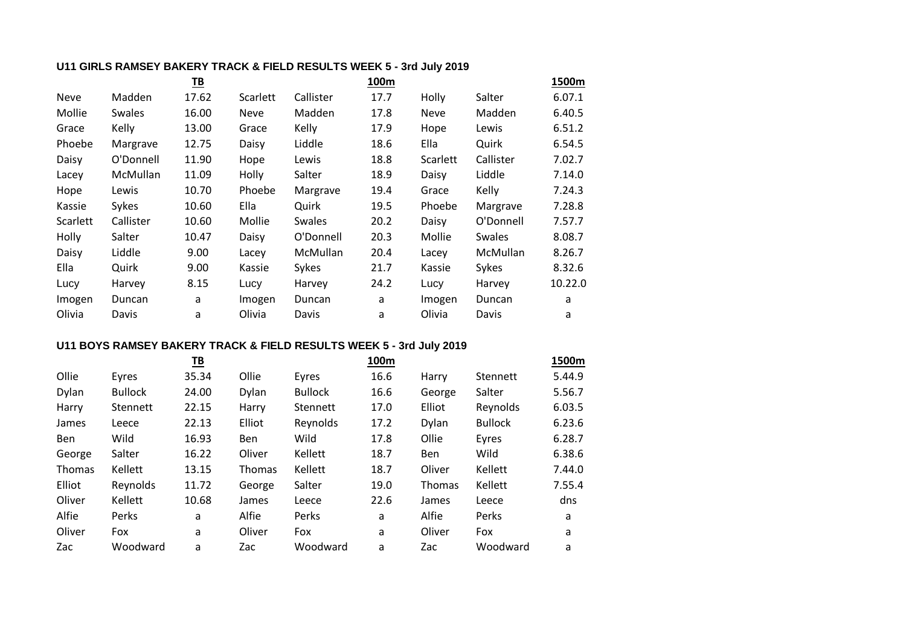### U11 GIRLS RAMSEY BAKERY TRACK & FIELD RESULTS WEEK 5 - 3rd July 2019

| | | TB | | | 100m | | | 1500m |
|---|---|---|---|---|---|---|---|---|
| Neve | Madden | 17.62 | Scarlett | Callister | 17.7 | Holly | Salter | 6.07.1 |
| Mollie | Swales | 16.00 | Neve | Madden | 17.8 | Neve | Madden | 6.40.5 |
| Grace | Kelly | 13.00 | Grace | Kelly | 17.9 | Hope | Lewis | 6.51.2 |
| Phoebe | Margrave | 12.75 | Daisy | Liddle | 18.6 | Ella | Quirk | 6.54.5 |
| Daisy | O'Donnell | 11.90 | Hope | Lewis | 18.8 | Scarlett | Callister | 7.02.7 |
| Lacey | McMullan | 11.09 | Holly | Salter | 18.9 | Daisy | Liddle | 7.14.0 |
| Hope | Lewis | 10.70 | Phoebe | Margrave | 19.4 | Grace | Kelly | 7.24.3 |
| Kassie | Sykes | 10.60 | Ella | Quirk | 19.5 | Phoebe | Margrave | 7.28.8 |
| Scarlett | Callister | 10.60 | Mollie | Swales | 20.2 | Daisy | O'Donnell | 7.57.7 |
| Holly | Salter | 10.47 | Daisy | O'Donnell | 20.3 | Mollie | Swales | 8.08.7 |
| Daisy | Liddle | 9.00 | Lacey | McMullan | 20.4 | Lacey | McMullan | 8.26.7 |
| Ella | Quirk | 9.00 | Kassie | Sykes | 21.7 | Kassie | Sykes | 8.32.6 |
| Lucy | Harvey | 8.15 | Lucy | Harvey | 24.2 | Lucy | Harvey | 10.22.0 |
| Imogen | Duncan | a | Imogen | Duncan | a | Imogen | Duncan | a |
| Olivia | Davis | a | Olivia | Davis | a | Olivia | Davis | a |

### U11 BOYS RAMSEY BAKERY TRACK & FIELD RESULTS WEEK 5 - 3rd July 2019

| | | TB | | | 100m | | | 1500m |
|---|---|---|---|---|---|---|---|---|
| Ollie | Eyres | 35.34 | Ollie | Eyres | 16.6 | Harry | Stennett | 5.44.9 |
| Dylan | Bullock | 24.00 | Dylan | Bullock | 16.6 | George | Salter | 5.56.7 |
| Harry | Stennett | 22.15 | Harry | Stennett | 17.0 | Elliot | Reynolds | 6.03.5 |
| James | Leece | 22.13 | Elliot | Reynolds | 17.2 | Dylan | Bullock | 6.23.6 |
| Ben | Wild | 16.93 | Ben | Wild | 17.8 | Ollie | Eyres | 6.28.7 |
| George | Salter | 16.22 | Oliver | Kellett | 18.7 | Ben | Wild | 6.38.6 |
| Thomas | Kellett | 13.15 | Thomas | Kellett | 18.7 | Oliver | Kellett | 7.44.0 |
| Elliot | Reynolds | 11.72 | George | Salter | 19.0 | Thomas | Kellett | 7.55.4 |
| Oliver | Kellett | 10.68 | James | Leece | 22.6 | James | Leece | dns |
| Alfie | Perks | a | Alfie | Perks | a | Alfie | Perks | a |
| Oliver | Fox | a | Oliver | Fox | a | Oliver | Fox | a |
| Zac | Woodward | a | Zac | Woodward | a | Zac | Woodward | a |